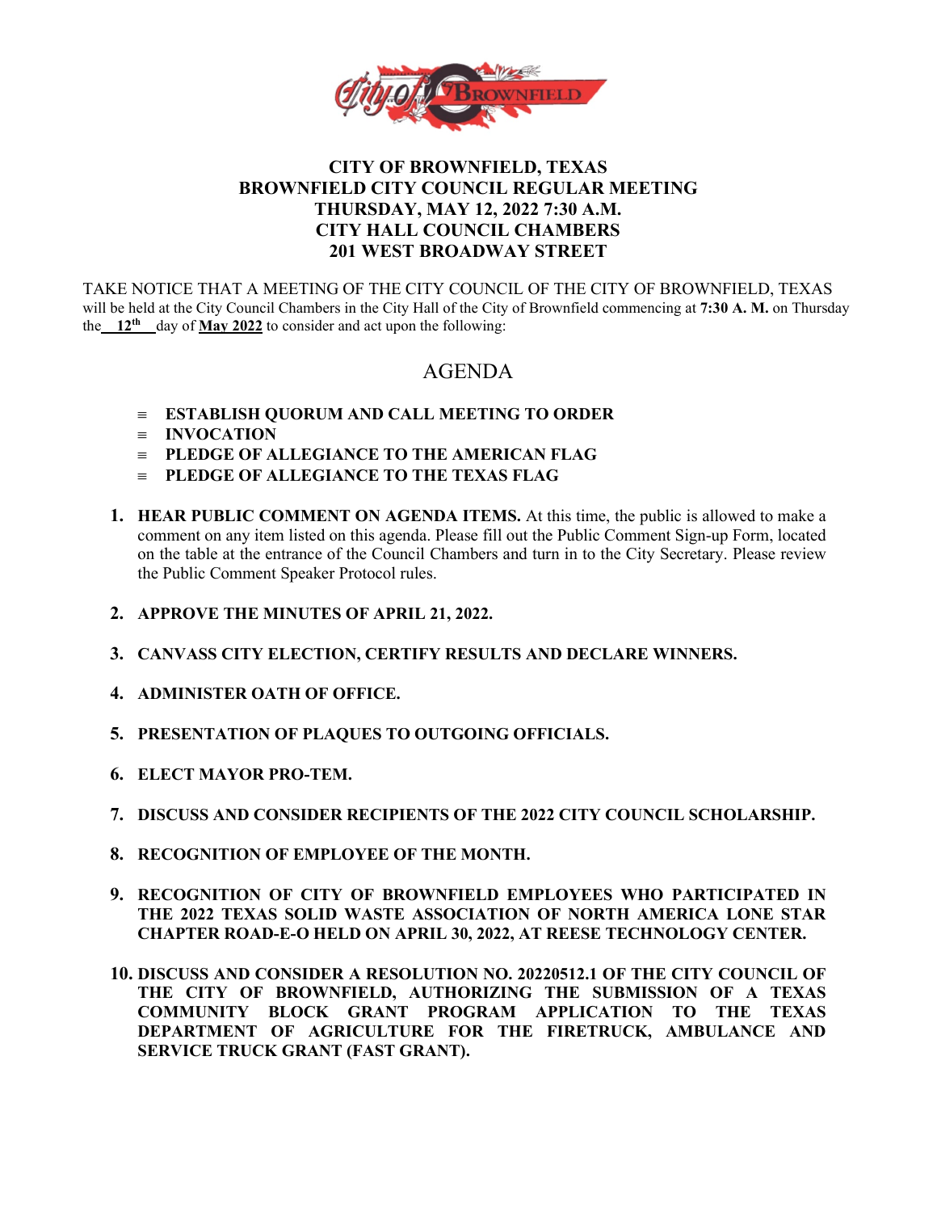# CITY OF BROWNFIELD, TEXAS
## BROWNFIELD CITY COUNCIL REGULAR MEETING
## THURSDAY, MAY 12, 2022 7:30 A.M.
## CITY HALL COUNCIL CHAMBERS
## 201 WEST BROADWAY STREET

TAKE NOTICE THAT A MEETING OF THE CITY COUNCIL OF THE CITY OF BROWNFIELD, TEXAS will be held at the City Council Chambers in the City Hall of the City of Brownfield commencing at **7:30 A. M.** on Thursday the **12th** day of **May 2022** to consider and act upon the following:

## AGENDA

- **ESTABLISH QUORUM AND CALL MEETING TO ORDER**
- **INVOCATION**
- **PLEDGE OF ALLEGIANCE TO THE AMERICAN FLAG**
- **PLEDGE OF ALLEGIANCE TO THE TEXAS FLAG**

1. **HEAR PUBLIC COMMENT ON AGENDA ITEMS.** At this time, the public is allowed to make a comment on any item listed on this agenda. Please fill out the Public Comment Sign-up Form, located on the table at the entrance of the Council Chambers and turn in to the City Secretary. Please review the Public Comment Speaker Protocol rules.

2. **APPROVE THE MINUTES OF APRIL 21, 2022.**

3. **CANVASS CITY ELECTION, CERTIFY RESULTS AND DECLARE WINNERS.**

4. **ADMINISTER OATH OF OFFICE.**

5. **PRESENTATION OF PLAQUES TO OUTGOING OFFICIALS.**

6. **ELECT MAYOR PRO-TEM.**

7. **DISCUSS AND CONSIDER RECIPIENTS OF THE 2022 CITY COUNCIL SCHOLARSHIP.**

8. **RECOGNITION OF EMPLOYEE OF THE MONTH.**

9. **RECOGNITION OF CITY OF BROWNFIELD EMPLOYEES WHO PARTICIPATED IN THE 2022 TEXAS SOLID WASTE ASSOCIATION OF NORTH AMERICA LONE STAR CHAPTER ROAD-E-O HELD ON APRIL 30, 2022, AT REESE TECHNOLOGY CENTER.**

10. **DISCUSS AND CONSIDER A RESOLUTION NO. 20220512.1 OF THE CITY COUNCIL OF THE CITY OF BROWNFIELD, AUTHORIZING THE SUBMISSION OF A TEXAS COMMUNITY BLOCK GRANT PROGRAM APPLICATION TO THE TEXAS DEPARTMENT OF AGRICULTURE FOR THE FIRETRUCK, AMBULANCE AND SERVICE TRUCK GRANT (FAST GRANT).**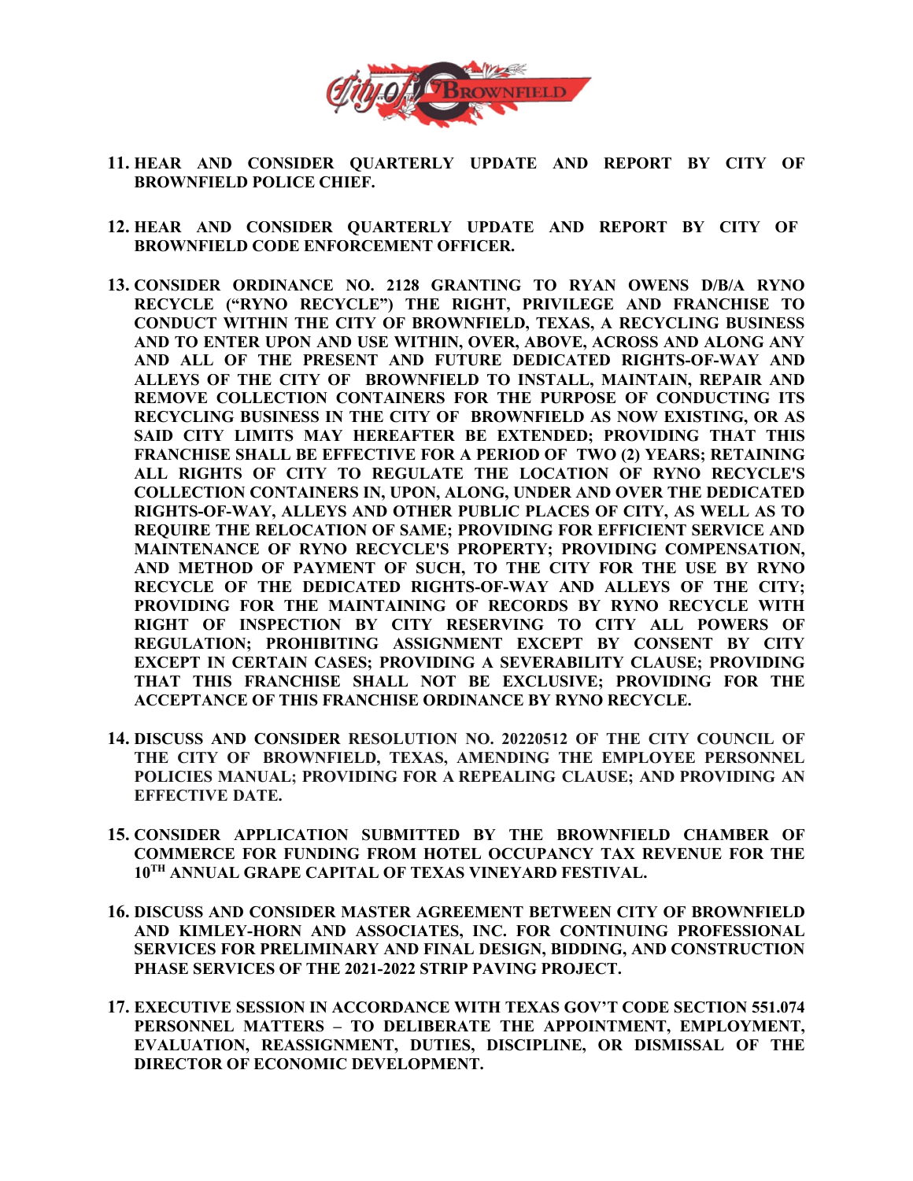11. **HEAR AND CONSIDER QUARTERLY UPDATE AND REPORT BY CITY OF BROWNFIELD POLICE CHIEF.**

12. **HEAR AND CONSIDER QUARTERLY UPDATE AND REPORT BY CITY OF BROWNFIELD CODE ENFORCEMENT OFFICER.**

13. **CONSIDER ORDINANCE NO. 2128 GRANTING TO RYAN OWENS D/B/A RYNO RECYCLE ("RYNO RECYCLE") THE RIGHT, PRIVILEGE AND FRANCHISE TO CONDUCT WITHIN THE CITY OF BROWNFIELD, TEXAS, A RECYCLING BUSINESS AND TO ENTER UPON AND USE WITHIN, OVER, ABOVE, ACROSS AND ALONG ANY AND ALL OF THE PRESENT AND FUTURE DEDICATED RIGHTS-OF-WAY AND ALLEYS OF THE CITY OF BROWNFIELD TO INSTALL, MAINTAIN, REPAIR AND REMOVE COLLECTION CONTAINERS FOR THE PURPOSE OF CONDUCTING ITS RECYCLING BUSINESS IN THE CITY OF BROWNFIELD AS NOW EXISTING, OR AS SAID CITY LIMITS MAY HEREAFTER BE EXTENDED; PROVIDING THAT THIS FRANCHISE SHALL BE EFFECTIVE FOR A PERIOD OF TWO (2) YEARS; RETAINING ALL RIGHTS OF CITY TO REGULATE THE LOCATION OF RYNO RECYCLE'S COLLECTION CONTAINERS IN, UPON, ALONG, UNDER AND OVER THE DEDICATED RIGHTS-OF-WAY, ALLEYS AND OTHER PUBLIC PLACES OF CITY, AS WELL AS TO REQUIRE THE RELOCATION OF SAME; PROVIDING FOR EFFICIENT SERVICE AND MAINTENANCE OF RYNO RECYCLE'S PROPERTY; PROVIDING COMPENSATION, AND METHOD OF PAYMENT OF SUCH, TO THE CITY FOR THE USE BY RYNO RECYCLE OF THE DEDICATED RIGHTS-OF-WAY AND ALLEYS OF THE CITY; PROVIDING FOR THE MAINTAINING OF RECORDS BY RYNO RECYCLE WITH RIGHT OF INSPECTION BY CITY RESERVING TO CITY ALL POWERS OF REGULATION; PROHIBITING ASSIGNMENT EXCEPT BY CONSENT BY CITY EXCEPT IN CERTAIN CASES; PROVIDING A SEVERABILITY CLAUSE; PROVIDING THAT THIS FRANCHISE SHALL NOT BE EXCLUSIVE; PROVIDING FOR THE ACCEPTANCE OF THIS FRANCHISE ORDINANCE BY RYNO RECYCLE.**

14. **DISCUSS AND CONSIDER RESOLUTION NO. 20220512 OF THE CITY COUNCIL OF THE CITY OF BROWNFIELD, TEXAS, AMENDING THE EMPLOYEE PERSONNEL POLICIES MANUAL; PROVIDING FOR A REPEALING CLAUSE; AND PROVIDING AN EFFECTIVE DATE.**

15. **CONSIDER APPLICATION SUBMITTED BY THE BROWNFIELD CHAMBER OF COMMERCE FOR FUNDING FROM HOTEL OCCUPANCY TAX REVENUE FOR THE 10TH ANNUAL GRAPE CAPITAL OF TEXAS VINEYARD FESTIVAL.**

16. **DISCUSS AND CONSIDER MASTER AGREEMENT BETWEEN CITY OF BROWNFIELD AND KIMLEY-HORN AND ASSOCIATES, INC. FOR CONTINUING PROFESSIONAL SERVICES FOR PRELIMINARY AND FINAL DESIGN, BIDDING, AND CONSTRUCTION PHASE SERVICES OF THE 2021-2022 STRIP PAVING PROJECT.**

17. **EXECUTIVE SESSION IN ACCORDANCE WITH TEXAS GOV'T CODE SECTION 551.074 PERSONNEL MATTERS – TO DELIBERATE THE APPOINTMENT, EMPLOYMENT, EVALUATION, REASSIGNMENT, DUTIES, DISCIPLINE, OR DISMISSAL OF THE DIRECTOR OF ECONOMIC DEVELOPMENT.**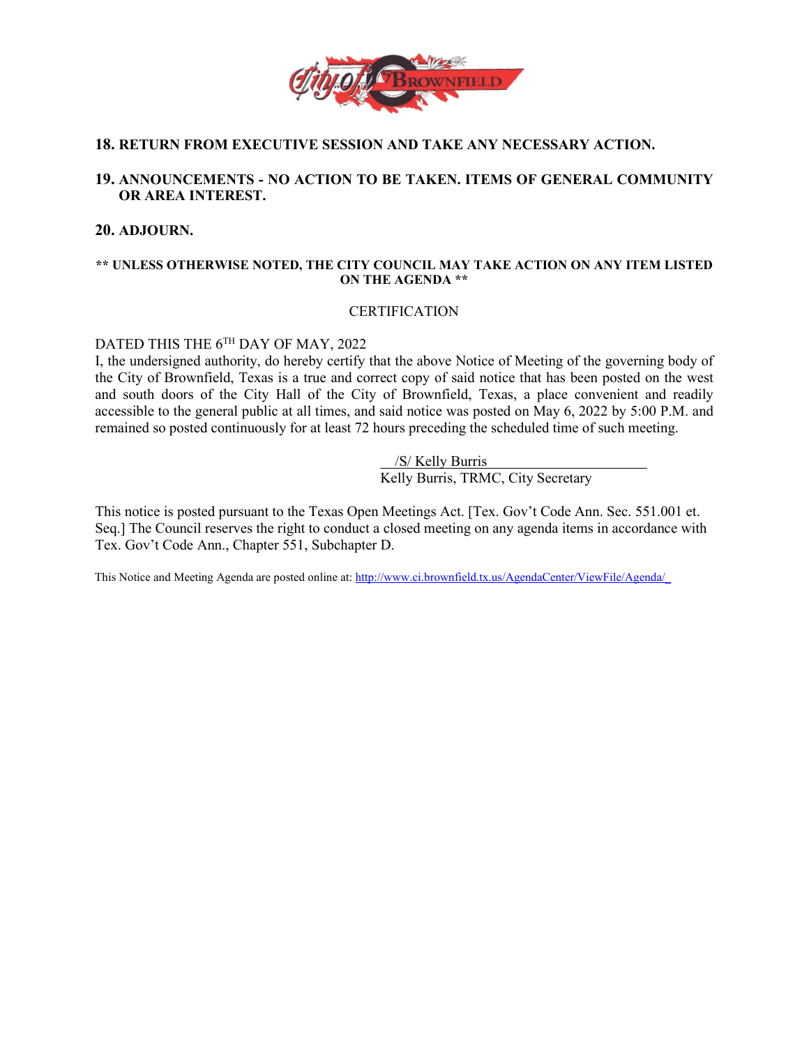**18. RETURN FROM EXECUTIVE SESSION AND TAKE ANY NECESSARY ACTION.**

**19. ANNOUNCEMENTS - NO ACTION TO BE TAKEN. ITEMS OF GENERAL COMMUNITY OR AREA INTEREST.**

**20. ADJOURN.**

**\*\* UNLESS OTHERWISE NOTED, THE CITY COUNCIL MAY TAKE ACTION ON ANY ITEM LISTED ON THE AGENDA \*\***

CERTIFICATION

DATED THIS THE 6TH DAY OF MAY, 2022

I, the undersigned authority, do hereby certify that the above Notice of Meeting of the governing body of the City of Brownfield, Texas is a true and correct copy of said notice that has been posted on the west and south doors of the City Hall of the City of Brownfield, Texas, a place convenient and readily accessible to the general public at all times, and said notice was posted on May 6, 2022 by 5:00 P.M. and remained so posted continuously for at least 72 hours preceding the scheduled time of such meeting.

/S/ Kelly Burris

Kelly Burris, TRMC, City Secretary

This notice is posted pursuant to the Texas Open Meetings Act. [Tex. Gov't Code Ann. Sec. 551.001 et. Seq.] The Council reserves the right to conduct a closed meeting on any agenda items in accordance with Tex. Gov't Code Ann., Chapter 551, Subchapter D.

This Notice and Meeting Agenda are posted online at: http://www.ci.brownfield.tx.us/AgendaCenter/ViewFile/Agenda/_